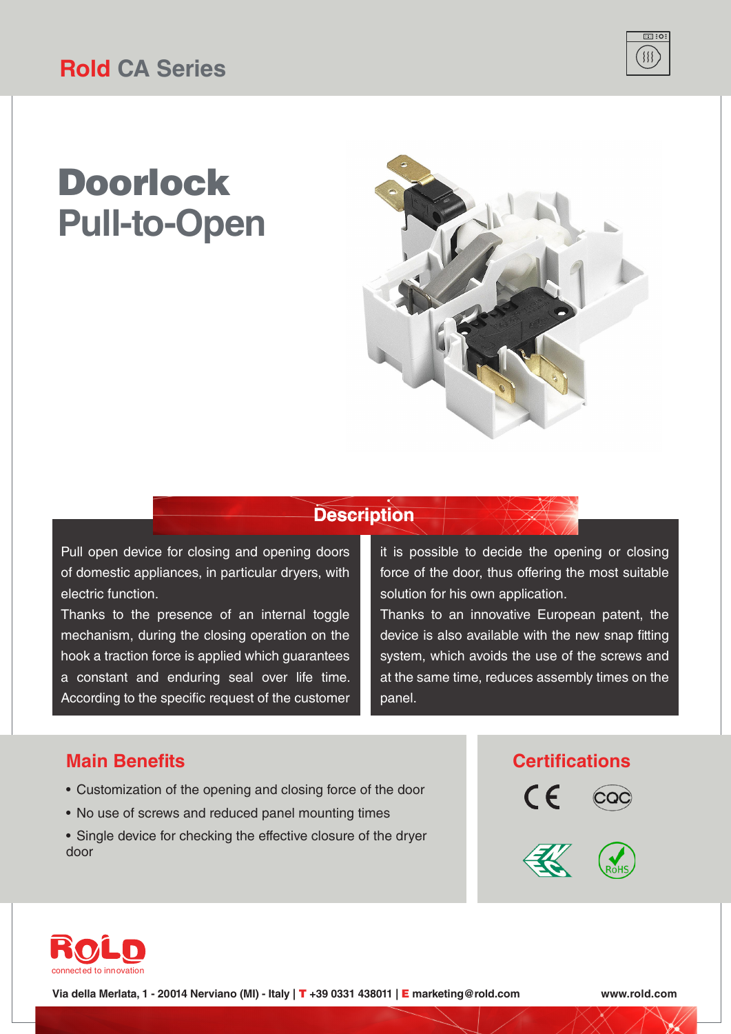Rold CA Series

# Doorlock
# Pull-to-Open

## Description

Pull open device for closing and opening doors of domestic appliances, in particular dryers, with electric function.
Thanks to the presence of an internal toggle mechanism, during the closing operation on the hook a traction force is applied which guarantees a constant and enduring seal over life time. According to the specific request of the customer it is possible to decide the opening or closing force of the door, thus offering the most suitable solution for his own application.
Thanks to an innovative European patent, the device is also available with the new snap fitting system, which avoids the use of the screws and at the same time, reduces assembly times on the panel.

## Main Benefits

- Customization of the opening and closing force of the door
- No use of screws and reduced panel mounting times
- Single device for checking the effective closure of the dryer door

## Certifications

CE, CQC, ENEC, RoHS

ROLD connected to innovation

**Via della Merlata, 1 - 20014 Nerviano (MI) - Italy | T +39 0331 438011 | E marketing@rold.com** **www.rold.com**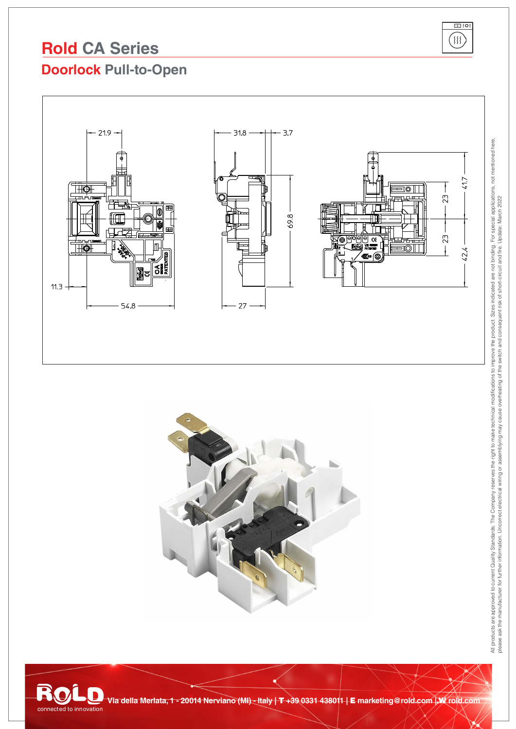# Rold CA Series

## Doorlock Pull-to-Open

21.9
31.8
3.7
69.8
41.7
23
23
42.4
11.3
54.8
27

All products are approved to current Quality Standards. The Company reserves the right to make technical modifications to improve the product. Sizes indicated are not binding. For special applications, not mentioned here, please ask the manufacturer for further information. Uncorrect electrical wiring or assemblying may cause overheating of the switch and consequent risk of short-circuit and fire. Update: March 2022

ROLD connected to innovation Via della Merlata, 1 - 20014 Nerviano (MI) - Italy | T +39 0331 438011 | E marketing@rold.com | W rold.com